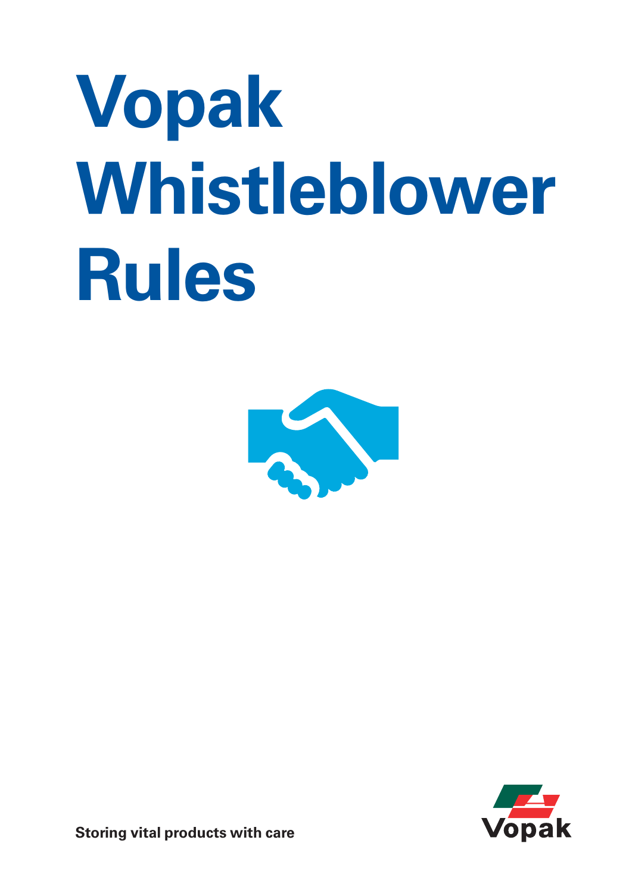# Vopak Whistleblower Rules

**Storing vital products with care**

Vopak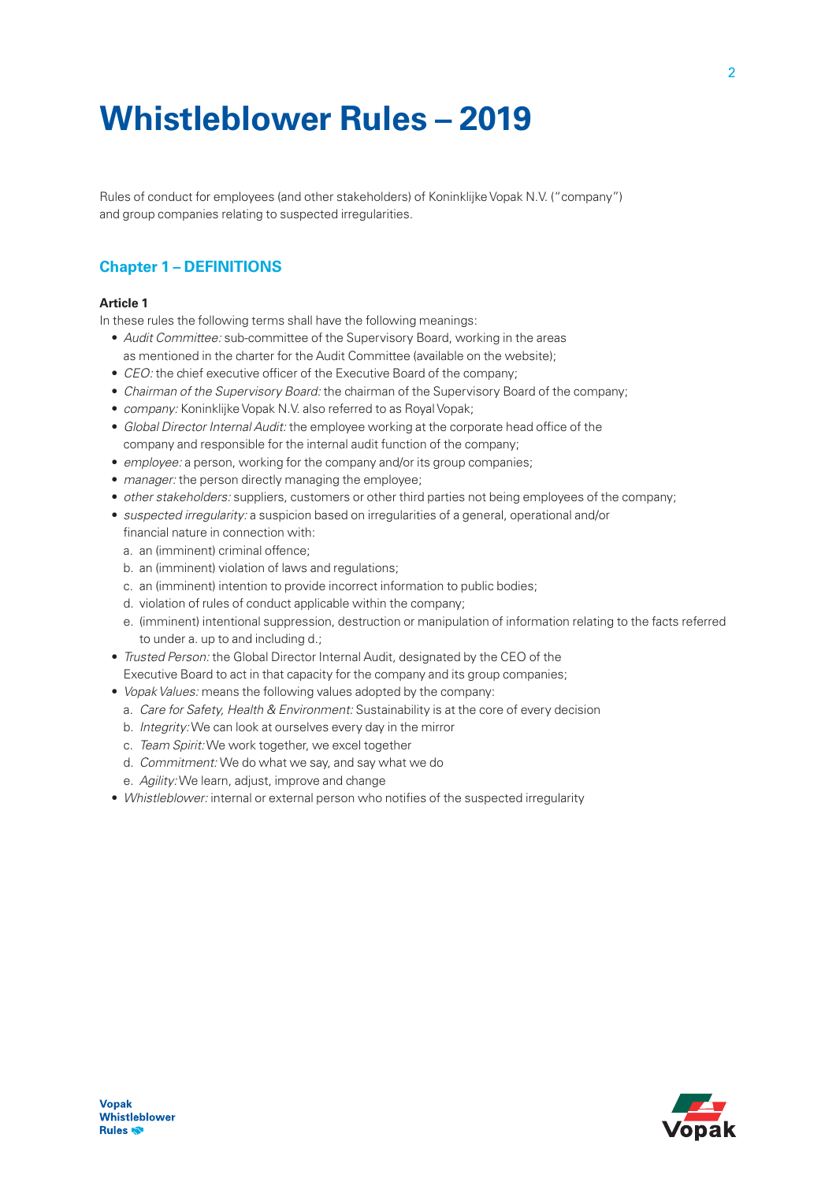# Whistleblower Rules – 2019

Rules of conduct for employees (and other stakeholders) of Koninklijke Vopak N.V. ("company") and group companies relating to suspected irregularities.

## Chapter 1 – DEFINITIONS

**Article 1**

In these rules the following terms shall have the following meanings:

- *Audit Committee:* sub-committee of the Supervisory Board, working in the areas as mentioned in the charter for the Audit Committee (available on the website);
- *CEO:* the chief executive officer of the Executive Board of the company;
- *Chairman of the Supervisory Board:* the chairman of the Supervisory Board of the company;
- *company:* Koninklijke Vopak N.V. also referred to as Royal Vopak;
- *Global Director Internal Audit:* the employee working at the corporate head office of the company and responsible for the internal audit function of the company;
- *employee:* a person, working for the company and/or its group companies;
- *manager:* the person directly managing the employee;
- *other stakeholders:* suppliers, customers or other third parties not being employees of the company;
- *suspected irregularity:* a suspicion based on irregularities of a general, operational and/or financial nature in connection with:
  a. an (imminent) criminal offence;
  b. an (imminent) violation of laws and regulations;
  c. an (imminent) intention to provide incorrect information to public bodies;
  d. violation of rules of conduct applicable within the company;
  e. (imminent) intentional suppression, destruction or manipulation of information relating to the facts referred to under a. up to and including d.;
- *Trusted Person:* the Global Director Internal Audit, designated by the CEO of the Executive Board to act in that capacity for the company and its group companies;
- *Vopak Values:* means the following values adopted by the company:
  a. *Care for Safety, Health & Environment:* Sustainability is at the core of every decision
  b. *Integrity:* We can look at ourselves every day in the mirror
  c. *Team Spirit:* We work together, we excel together
  d. *Commitment:* We do what we say, and say what we do
  e. *Agility:* We learn, adjust, improve and change
- *Whistleblower:* internal or external person who notifies of the suspected irregularity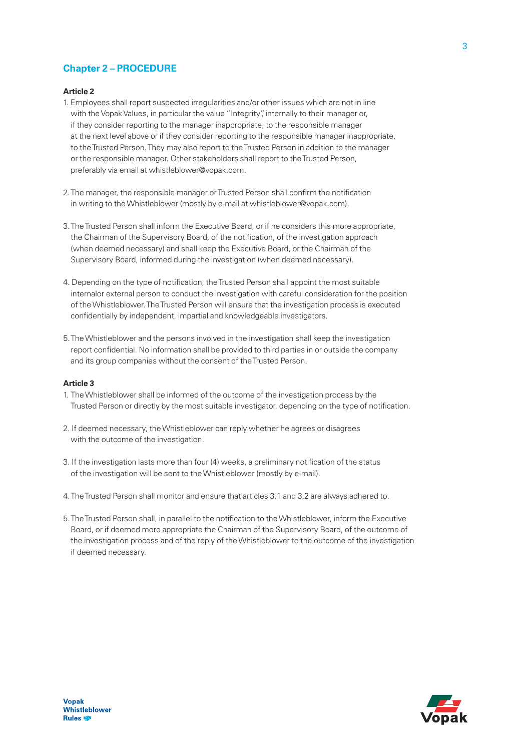## Chapter 2 – PROCEDURE

**Article 2**

1. Employees shall report suspected irregularities and/or other issues which are not in line with the Vopak Values, in particular the value "Integrity", internally to their manager or, if they consider reporting to the manager inappropriate, to the responsible manager at the next level above or if they consider reporting to the responsible manager inappropriate, to the Trusted Person. They may also report to the Trusted Person in addition to the manager or the responsible manager. Other stakeholders shall report to the Trusted Person, preferably via email at whistleblower@vopak.com.

2. The manager, the responsible manager or Trusted Person shall confirm the notification in writing to the Whistleblower (mostly by e-mail at whistleblower@vopak.com).

3. The Trusted Person shall inform the Executive Board, or if he considers this more appropriate, the Chairman of the Supervisory Board, of the notification, of the investigation approach (when deemed necessary) and shall keep the Executive Board, or the Chairman of the Supervisory Board, informed during the investigation (when deemed necessary).

4. Depending on the type of notification, the Trusted Person shall appoint the most suitable internalor external person to conduct the investigation with careful consideration for the position of the Whistleblower. The Trusted Person will ensure that the investigation process is executed confidentially by independent, impartial and knowledgeable investigators.

5. The Whistleblower and the persons involved in the investigation shall keep the investigation report confidential. No information shall be provided to third parties in or outside the company and its group companies without the consent of the Trusted Person.

**Article 3**

1. The Whistleblower shall be informed of the outcome of the investigation process by the Trusted Person or directly by the most suitable investigator, depending on the type of notification.

2. If deemed necessary, the Whistleblower can reply whether he agrees or disagrees with the outcome of the investigation.

3. If the investigation lasts more than four (4) weeks, a preliminary notification of the status of the investigation will be sent to the Whistleblower (mostly by e-mail).

4. The Trusted Person shall monitor and ensure that articles 3.1 and 3.2 are always adhered to.

5. The Trusted Person shall, in parallel to the notification to the Whistleblower, inform the Executive Board, or if deemed more appropriate the Chairman of the Supervisory Board, of the outcome of the investigation process and of the reply of the Whistleblower to the outcome of the investigation if deemed necessary.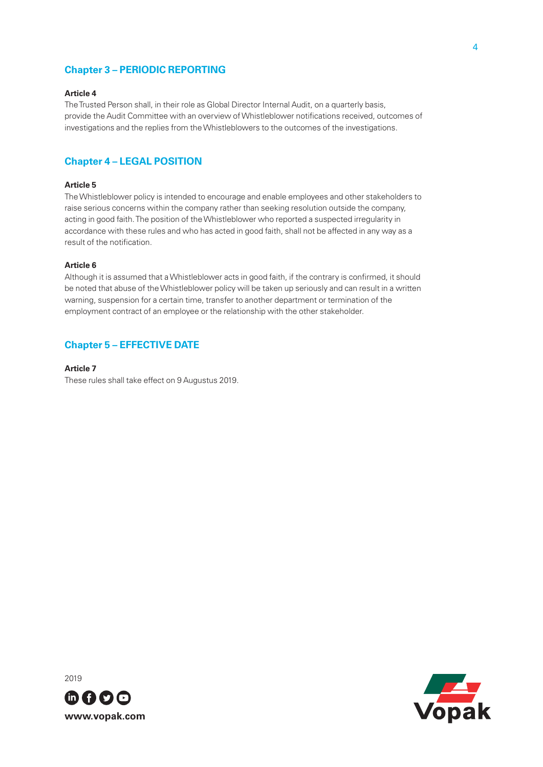## Chapter 3 – PERIODIC REPORTING

**Article 4**

The Trusted Person shall, in their role as Global Director Internal Audit, on a quarterly basis, provide the Audit Committee with an overview of Whistleblower notifications received, outcomes of investigations and the replies from the Whistleblowers to the outcomes of the investigations.

## Chapter 4 – LEGAL POSITION

**Article 5**

The Whistleblower policy is intended to encourage and enable employees and other stakeholders to raise serious concerns within the company rather than seeking resolution outside the company, acting in good faith. The position of the Whistleblower who reported a suspected irregularity in accordance with these rules and who has acted in good faith, shall not be affected in any way as a result of the notification.

**Article 6**

Although it is assumed that a Whistleblower acts in good faith, if the contrary is confirmed, it should be noted that abuse of the Whistleblower policy will be taken up seriously and can result in a written warning, suspension for a certain time, transfer to another department or termination of the employment contract of an employee or the relationship with the other stakeholder.

## Chapter 5 – EFFECTIVE DATE

**Article 7**

These rules shall take effect on 9 Augustus 2019.

2019

**www.vopak.com**

Vopak